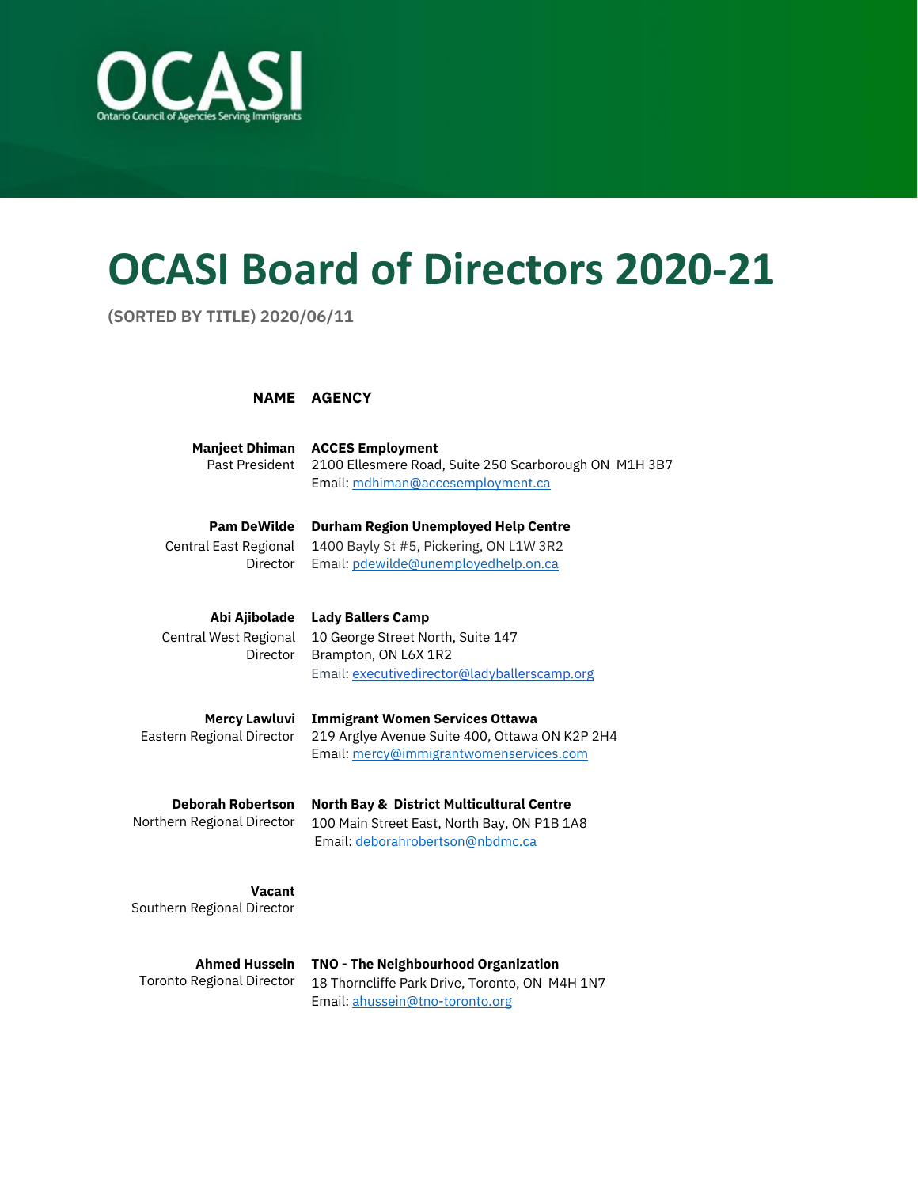OCASI
Ontario Council of Agencies Serving Immigrants

# OCASI Board of Directors 2020-21

**(SORTED BY TITLE) 2020/06/11**

| NAME | AGENCY |
| --- | --- |
| **Manjeet Dhiman**<br>Past President | **ACCES Employment**<br>2100 Ellesmere Road, Suite 250 Scarborough ON M1H 3B7<br>Email: mdhiman@accesemployment.ca |
| **Pam DeWilde**<br>Central East Regional Director | **Durham Region Unemployed Help Centre**<br>1400 Bayly St #5, Pickering, ON L1W 3R2<br>Email: pdewilde@unemployedhelp.on.ca |
| **Abi Ajibolade**<br>Central West Regional Director | **Lady Ballers Camp**<br>10 George Street North, Suite 147<br>Brampton, ON L6X 1R2<br>Email: executivedirector@ladyballerscamp.org |
| **Mercy Lawluvi**<br>Eastern Regional Director | **Immigrant Women Services Ottawa**<br>219 Arglye Avenue Suite 400, Ottawa ON K2P 2H4<br>Email: mercy@immigrantwomenservices.com |
| **Deborah Robertson**<br>Northern Regional Director | **North Bay & District Multicultural Centre**<br>100 Main Street East, North Bay, ON P1B 1A8<br>Email: deborahrobertson@nbdmc.ca |
| **Vacant**<br>Southern Regional Director | |
| **Ahmed Hussein**<br>Toronto Regional Director | **TNO - The Neighbourhood Organization**<br>18 Thorncliffe Park Drive, Toronto, ON M4H 1N7<br>Email: ahussein@tno-toronto.org |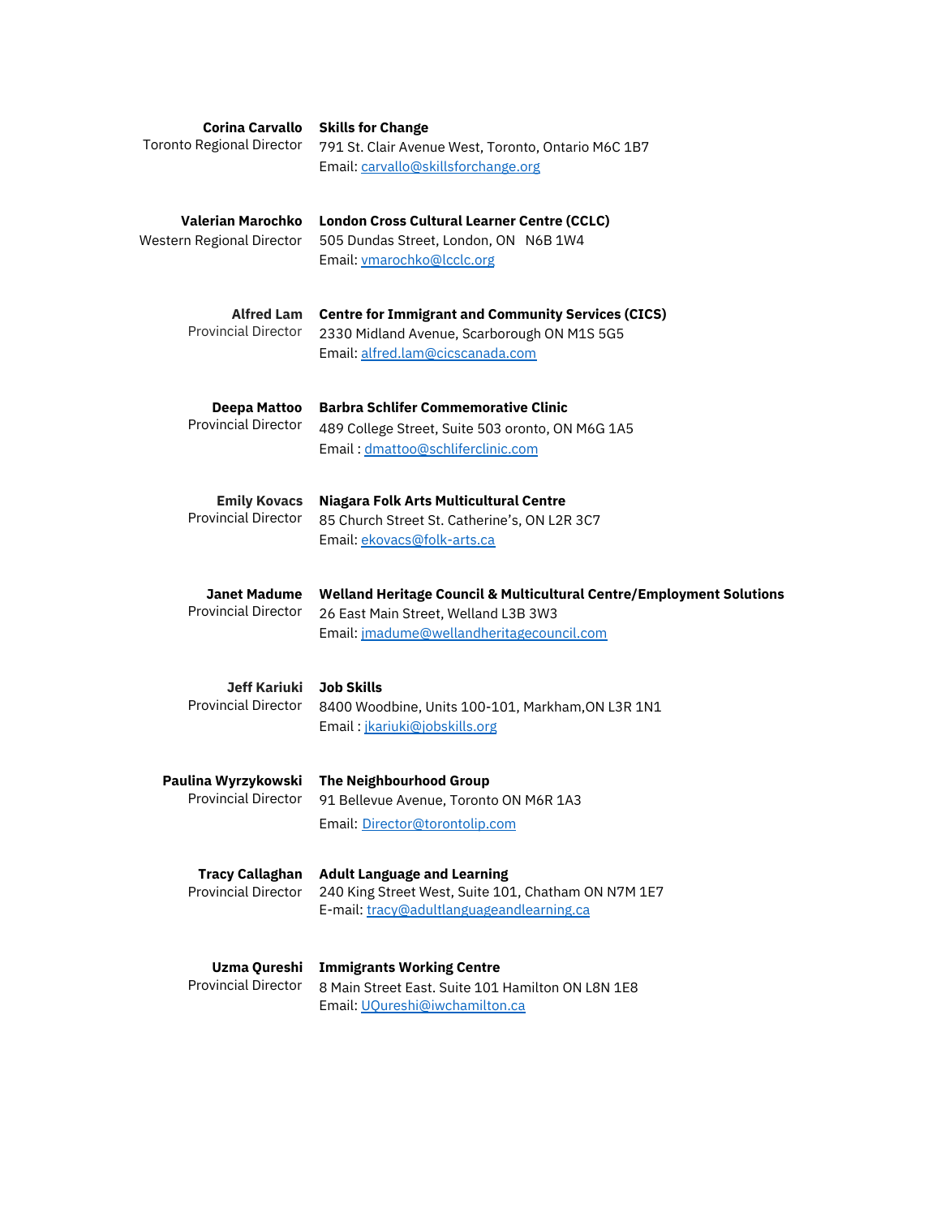**Corina Carvallo**
Toronto Regional Director

**Skills for Change**
791 St. Clair Avenue West, Toronto, Ontario M6C 1B7
Email: carvallo@skillsforchange.org

**Valerian Marochko**
Western Regional Director

**London Cross Cultural Learner Centre (CCLC)**
505 Dundas Street, London, ON N6B 1W4
Email: vmarochko@lcclc.org

**Alfred Lam**
Provincial Director

**Centre for Immigrant and Community Services (CICS)**
2330 Midland Avenue, Scarborough ON M1S 5G5
Email: alfred.lam@cicscanada.com

**Deepa Mattoo**
Provincial Director

**Barbra Schlifer Commemorative Clinic**
489 College Street, Suite 503 oronto, ON M6G 1A5
Email : dmattoo@schliferclinic.com

**Emily Kovacs**
Provincial Director

**Niagara Folk Arts Multicultural Centre**
85 Church Street St. Catherine's, ON L2R 3C7
Email: ekovacs@folk-arts.ca

**Janet Madume**
Provincial Director

**Welland Heritage Council & Multicultural Centre/Employment Solutions**
26 East Main Street, Welland L3B 3W3
Email: jmadume@wellandheritagecouncil.com

**Jeff Kariuki**
Provincial Director

**Job Skills**
8400 Woodbine, Units 100-101, Markham,ON L3R 1N1
Email : jkariuki@jobskills.org

**Paulina Wyrzykowski**
Provincial Director

**The Neighbourhood Group**
91 Bellevue Avenue, Toronto ON M6R 1A3
Email: Director@torontolip.com

**Tracy Callaghan**
Provincial Director

**Adult Language and Learning**
240 King Street West, Suite 101, Chatham ON N7M 1E7
E-mail: tracy@adultlanguageandlearning.ca

**Uzma Qureshi**
Provincial Director

**Immigrants Working Centre**
8 Main Street East. Suite 101 Hamilton ON L8N 1E8
Email: UQureshi@iwchamilton.ca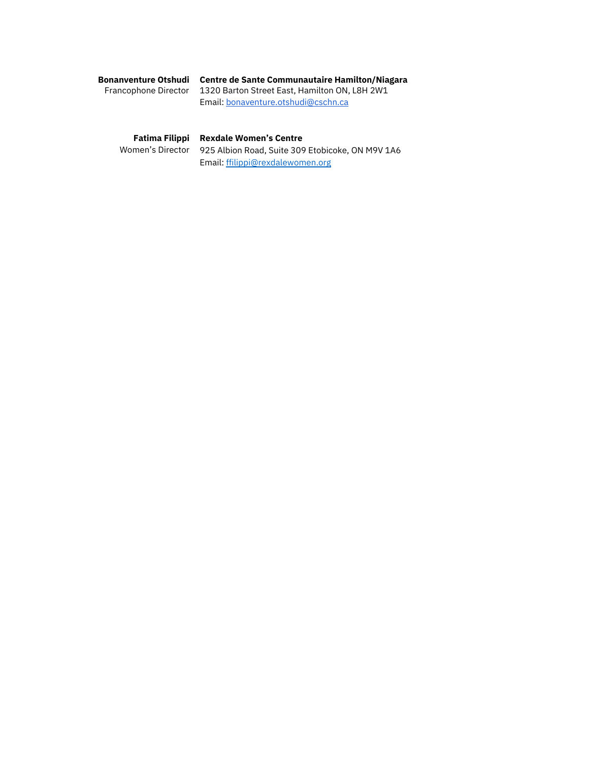**Bonanventure Otshudi**
Francophone Director

**Centre de Sante Communautaire Hamilton/Niagara**
1320 Barton Street East, Hamilton ON, L8H 2W1
Email: bonaventure.otshudi@cschn.ca

**Fatima Filippi**
Women's Director

**Rexdale Women's Centre**
925 Albion Road, Suite 309 Etobicoke, ON M9V 1A6
Email: ffilippi@rexdalewomen.org